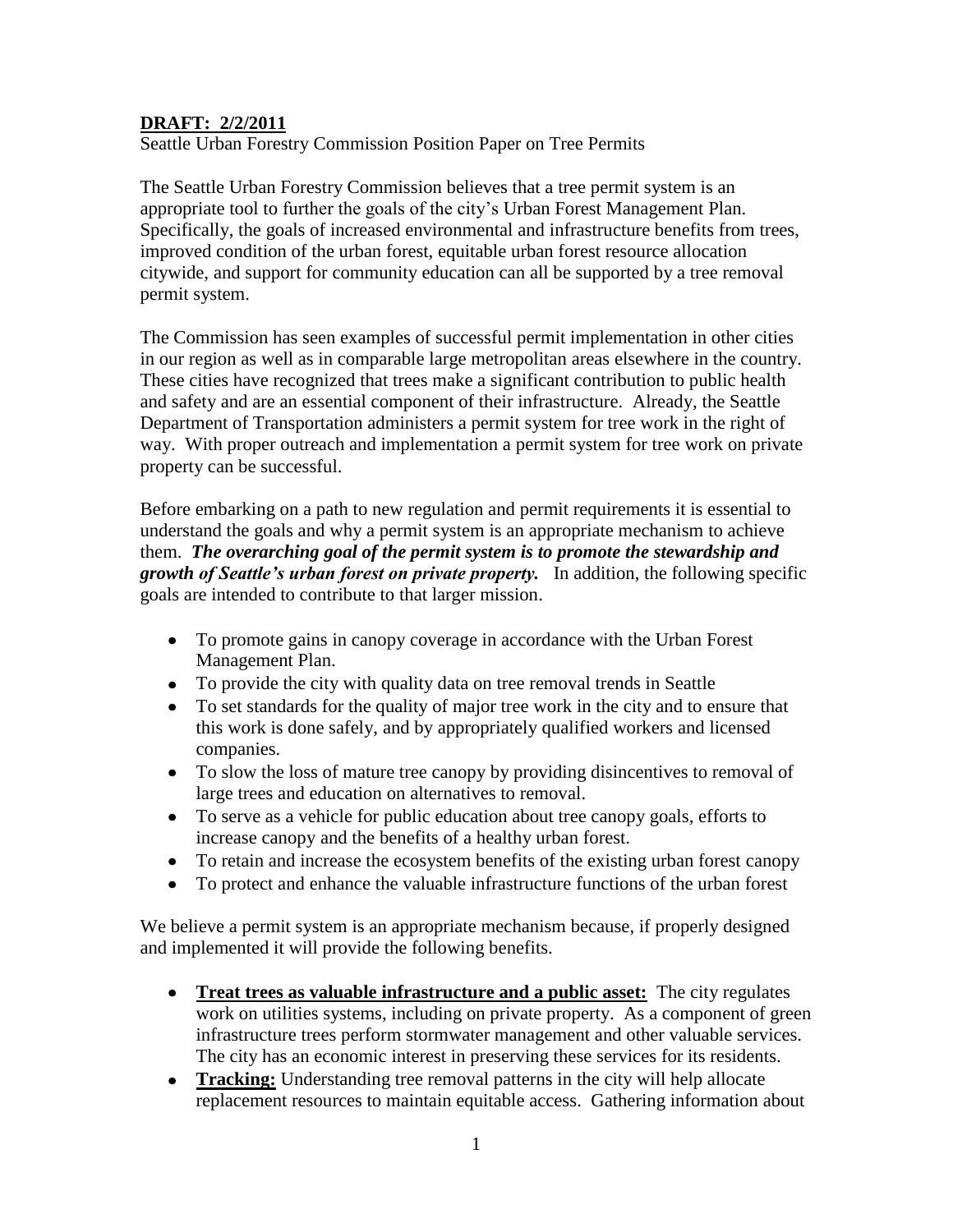**DRAFT: 2/2/2011**

Seattle Urban Forestry Commission Position Paper on Tree Permits

The Seattle Urban Forestry Commission believes that a tree permit system is an appropriate tool to further the goals of the city's Urban Forest Management Plan. Specifically, the goals of increased environmental and infrastructure benefits from trees, improved condition of the urban forest, equitable urban forest resource allocation citywide, and support for community education can all be supported by a tree removal permit system.

The Commission has seen examples of successful permit implementation in other cities in our region as well as in comparable large metropolitan areas elsewhere in the country. These cities have recognized that trees make a significant contribution to public health and safety and are an essential component of their infrastructure. Already, the Seattle Department of Transportation administers a permit system for tree work in the right of way. With proper outreach and implementation a permit system for tree work on private property can be successful.

Before embarking on a path to new regulation and permit requirements it is essential to understand the goals and why a permit system is an appropriate mechanism to achieve them. ***The overarching goal of the permit system is to promote the stewardship and growth of Seattle's urban forest on private property.*** In addition, the following specific goals are intended to contribute to that larger mission.

- To promote gains in canopy coverage in accordance with the Urban Forest Management Plan.
- To provide the city with quality data on tree removal trends in Seattle
- To set standards for the quality of major tree work in the city and to ensure that this work is done safely, and by appropriately qualified workers and licensed companies.
- To slow the loss of mature tree canopy by providing disincentives to removal of large trees and education on alternatives to removal.
- To serve as a vehicle for public education about tree canopy goals, efforts to increase canopy and the benefits of a healthy urban forest.
- To retain and increase the ecosystem benefits of the existing urban forest canopy
- To protect and enhance the valuable infrastructure functions of the urban forest

We believe a permit system is an appropriate mechanism because, if properly designed and implemented it will provide the following benefits.

- **Treat trees as valuable infrastructure and a public asset:** The city regulates work on utilities systems, including on private property. As a component of green infrastructure trees perform stormwater management and other valuable services. The city has an economic interest in preserving these services for its residents.
- **Tracking:** Understanding tree removal patterns in the city will help allocate replacement resources to maintain equitable access. Gathering information about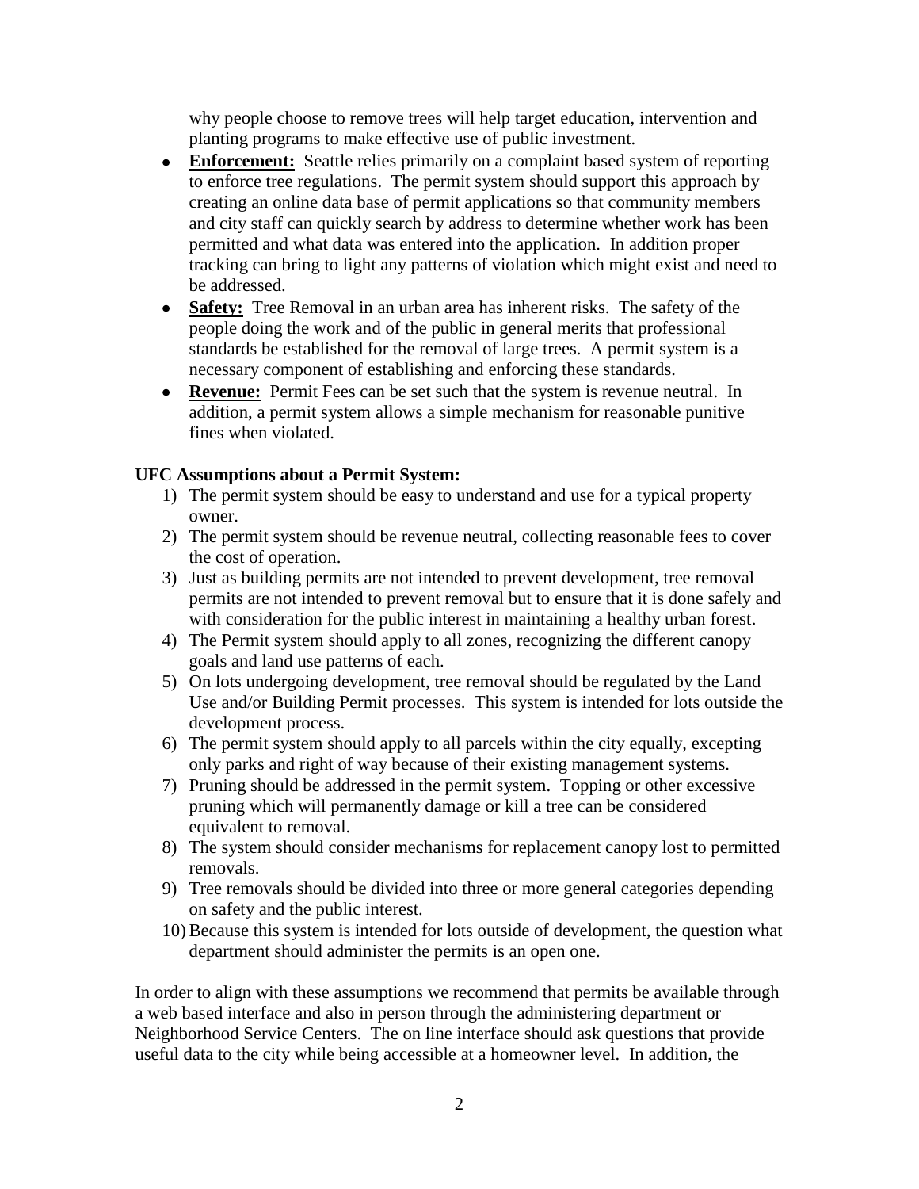why people choose to remove trees will help target education, intervention and planting programs to make effective use of public investment.

- **Enforcement:** Seattle relies primarily on a complaint based system of reporting to enforce tree regulations. The permit system should support this approach by creating an online data base of permit applications so that community members and city staff can quickly search by address to determine whether work has been permitted and what data was entered into the application. In addition proper tracking can bring to light any patterns of violation which might exist and need to be addressed.
- **Safety:** Tree Removal in an urban area has inherent risks. The safety of the people doing the work and of the public in general merits that professional standards be established for the removal of large trees. A permit system is a necessary component of establishing and enforcing these standards.
- **Revenue:** Permit Fees can be set such that the system is revenue neutral. In addition, a permit system allows a simple mechanism for reasonable punitive fines when violated.

**UFC Assumptions about a Permit System:**

1) The permit system should be easy to understand and use for a typical property owner.
2) The permit system should be revenue neutral, collecting reasonable fees to cover the cost of operation.
3) Just as building permits are not intended to prevent development, tree removal permits are not intended to prevent removal but to ensure that it is done safely and with consideration for the public interest in maintaining a healthy urban forest.
4) The Permit system should apply to all zones, recognizing the different canopy goals and land use patterns of each.
5) On lots undergoing development, tree removal should be regulated by the Land Use and/or Building Permit processes. This system is intended for lots outside the development process.
6) The permit system should apply to all parcels within the city equally, excepting only parks and right of way because of their existing management systems.
7) Pruning should be addressed in the permit system. Topping or other excessive pruning which will permanently damage or kill a tree can be considered equivalent to removal.
8) The system should consider mechanisms for replacement canopy lost to permitted removals.
9) Tree removals should be divided into three or more general categories depending on safety and the public interest.
10) Because this system is intended for lots outside of development, the question what department should administer the permits is an open one.

In order to align with these assumptions we recommend that permits be available through a web based interface and also in person through the administering department or Neighborhood Service Centers. The on line interface should ask questions that provide useful data to the city while being accessible at a homeowner level. In addition, the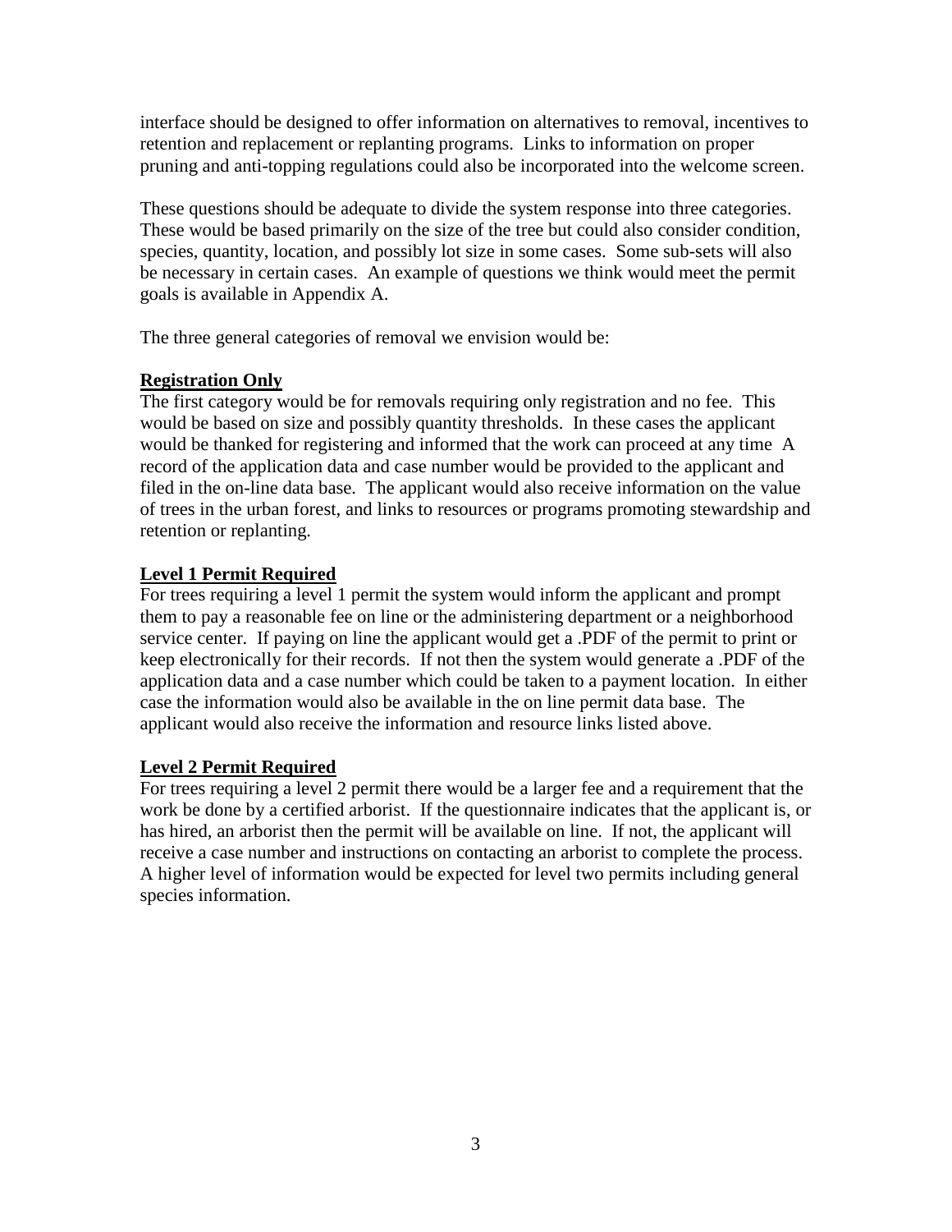interface should be designed to offer information on alternatives to removal, incentives to retention and replacement or replanting programs. Links to information on proper pruning and anti-topping regulations could also be incorporated into the welcome screen.

These questions should be adequate to divide the system response into three categories. These would be based primarily on the size of the tree but could also consider condition, species, quantity, location, and possibly lot size in some cases. Some sub-sets will also be necessary in certain cases. An example of questions we think would meet the permit goals is available in Appendix A.

The three general categories of removal we envision would be:

**Registration Only**

The first category would be for removals requiring only registration and no fee. This would be based on size and possibly quantity thresholds. In these cases the applicant would be thanked for registering and informed that the work can proceed at any time A record of the application data and case number would be provided to the applicant and filed in the on-line data base. The applicant would also receive information on the value of trees in the urban forest, and links to resources or programs promoting stewardship and retention or replanting.

**Level 1 Permit Required**

For trees requiring a level 1 permit the system would inform the applicant and prompt them to pay a reasonable fee on line or the administering department or a neighborhood service center. If paying on line the applicant would get a .PDF of the permit to print or keep electronically for their records. If not then the system would generate a .PDF of the application data and a case number which could be taken to a payment location. In either case the information would also be available in the on line permit data base. The applicant would also receive the information and resource links listed above.

**Level 2 Permit Required**

For trees requiring a level 2 permit there would be a larger fee and a requirement that the work be done by a certified arborist. If the questionnaire indicates that the applicant is, or has hired, an arborist then the permit will be available on line. If not, the applicant will receive a case number and instructions on contacting an arborist to complete the process. A higher level of information would be expected for level two permits including general species information.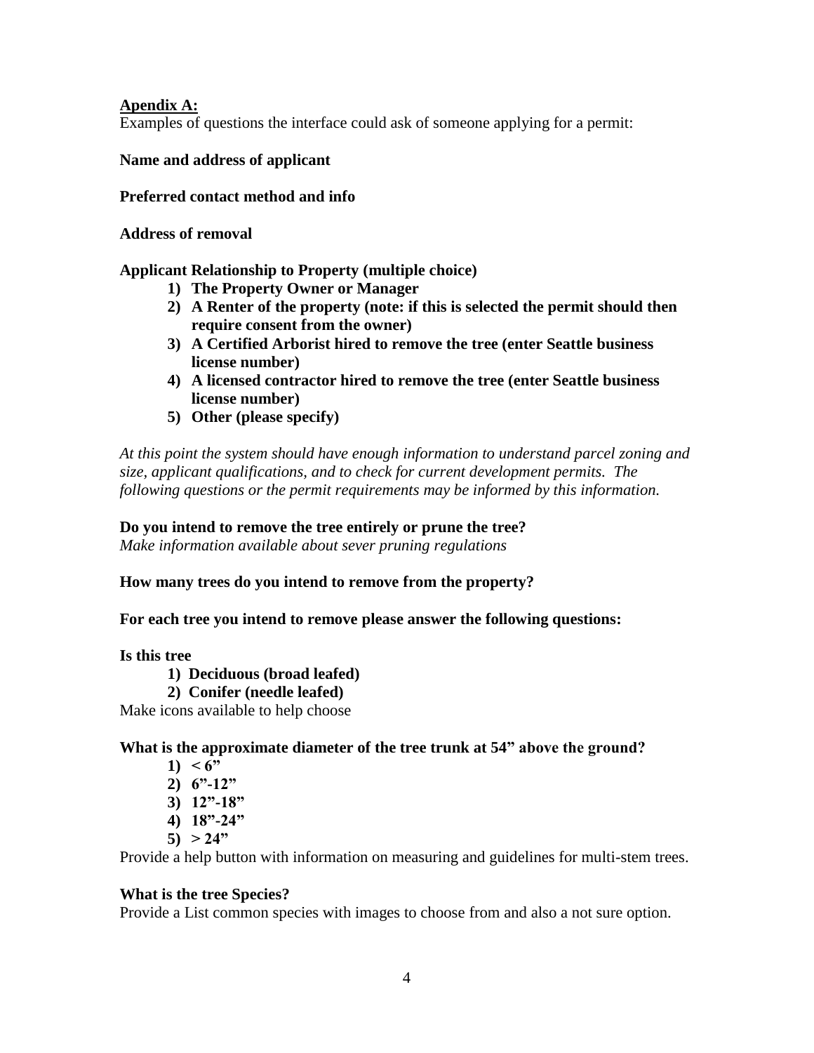**Apendix A:**

Examples of questions the interface could ask of someone applying for a permit:

**Name and address of applicant**

**Preferred contact method and info**

**Address of removal**

**Applicant Relationship to Property (multiple choice)**

1) **The Property Owner or Manager**
2) **A Renter of the property (note: if this is selected the permit should then require consent from the owner)**
3) **A Certified Arborist hired to remove the tree (enter Seattle business license number)**
4) **A licensed contractor hired to remove the tree (enter Seattle business license number)**
5) **Other (please specify)**

*At this point the system should have enough information to understand parcel zoning and size, applicant qualifications, and to check for current development permits. The following questions or the permit requirements may be informed by this information.*

**Do you intend to remove the tree entirely or prune the tree?**

*Make information available about sever pruning regulations*

**How many trees do you intend to remove from the property?**

**For each tree you intend to remove please answer the following questions:**

**Is this tree**

1) **Deciduous (broad leafed)**
2) **Conifer (needle leafed)**

Make icons available to help choose

**What is the approximate diameter of the tree trunk at 54" above the ground?**

1) **< 6"**
2) **6"-12"**
3) **12"-18"**
4) **18"-24"**
5) **> 24"**

Provide a help button with information on measuring and guidelines for multi-stem trees.

**What is the tree Species?**

Provide a List common species with images to choose from and also a not sure option.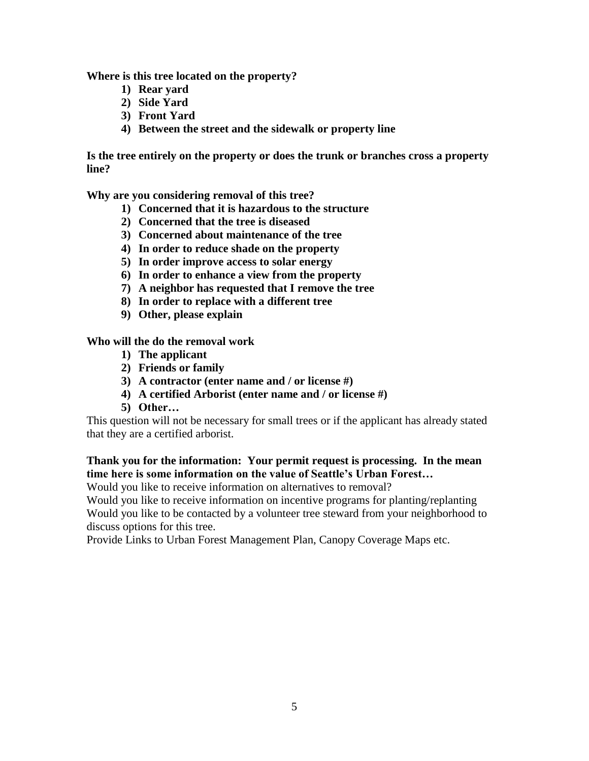**Where is this tree located on the property?**

1) **Rear yard**
2) **Side Yard**
3) **Front Yard**
4) **Between the street and the sidewalk or property line**

**Is the tree entirely on the property or does the trunk or branches cross a property line?**

**Why are you considering removal of this tree?**

1) **Concerned that it is hazardous to the structure**
2) **Concerned that the tree is diseased**
3) **Concerned about maintenance of the tree**
4) **In order to reduce shade on the property**
5) **In order improve access to solar energy**
6) **In order to enhance a view from the property**
7) **A neighbor has requested that I remove the tree**
8) **In order to replace with a different tree**
9) **Other, please explain**

**Who will the do the removal work**

1) **The applicant**
2) **Friends or family**
3) **A contractor (enter name and / or license #)**
4) **A certified Arborist (enter name and / or license #)**
5) **Other…**

This question will not be necessary for small trees or if the applicant has already stated that they are a certified arborist.

**Thank you for the information: Your permit request is processing. In the mean time here is some information on the value of Seattle's Urban Forest…**

Would you like to receive information on alternatives to removal?

Would you like to receive information on incentive programs for planting/replanting

Would you like to be contacted by a volunteer tree steward from your neighborhood to discuss options for this tree.

Provide Links to Urban Forest Management Plan, Canopy Coverage Maps etc.